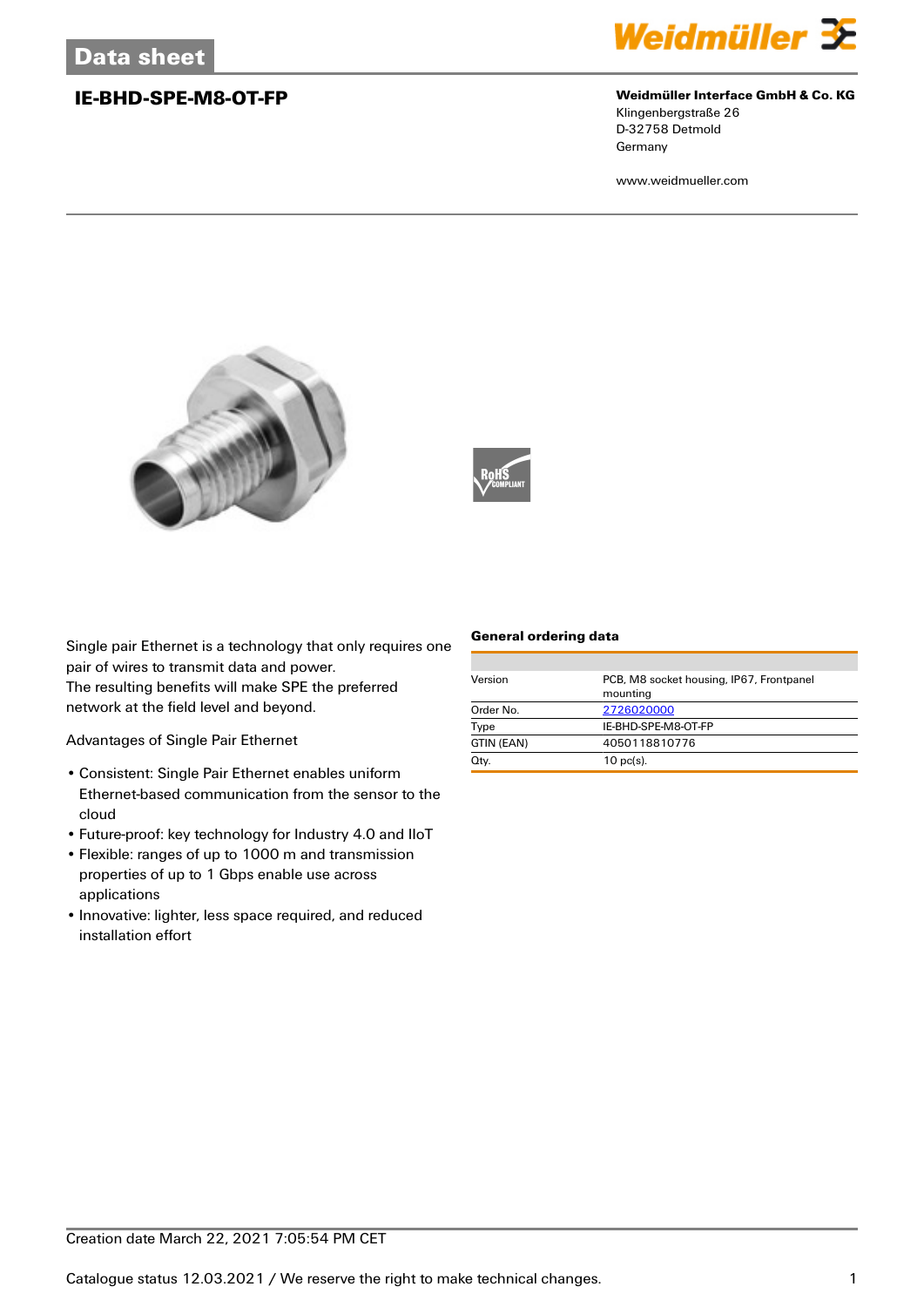# Data sheet

## IE-BHD-SPE-M8-OT-FP

**Weidmüller Interface GmbH & Co. KG**
Klingenbergstraße 26
D-32758 Detmold
Germany

www.weidmueller.com

Single pair Ethernet is a technology that only requires one pair of wires to transmit data and power.
The resulting benefits will make SPE the preferred network at the field level and beyond.

Advantages of Single Pair Ethernet

- Consistent: Single Pair Ethernet enables uniform Ethernet-based communication from the sensor to the cloud
- Future-proof: key technology for Industry 4.0 and IIoT
- Flexible: ranges of up to 1000 m and transmission properties of up to 1 Gbps enable use across applications
- Innovative: lighter, less space required, and reduced installation effort

### General ordering data

| | |
|---|---|
| Version | PCB, M8 socket housing, IP67, Frontpanel mounting |
| Order No. | 2726020000 |
| Type | IE-BHD-SPE-M8-OT-FP |
| GTIN (EAN) | 4050118810776 |
| Qty. | 10 pc(s). |

Creation date March 22, 2021 7:05:54 PM CET

Catalogue status 12.03.2021 / We reserve the right to make technical changes.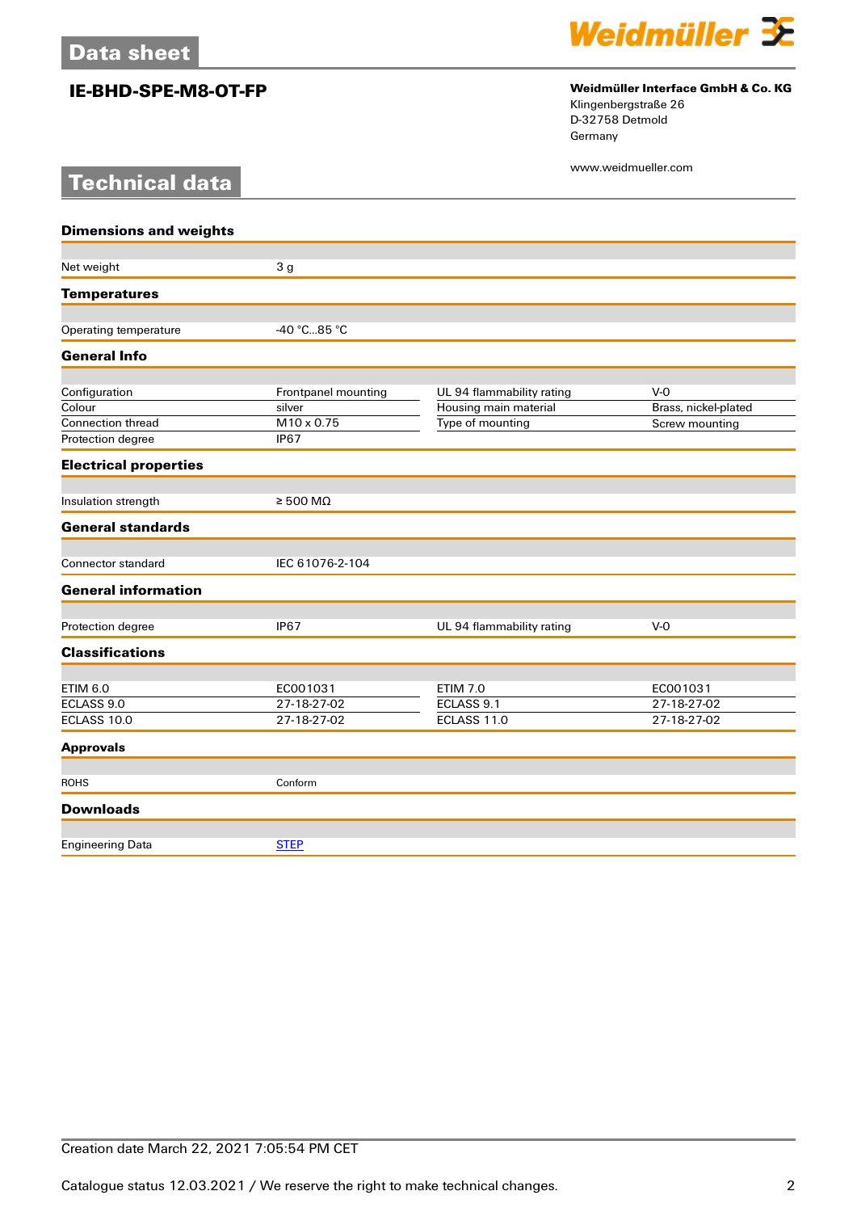# Data sheet

## IE-BHD-SPE-M8-OT-FP

**Weidmüller Interface GmbH & Co. KG**
Klingenbergstraße 26
D-32758 Detmold
Germany

www.weidmueller.com

# Technical data

### Dimensions and weights

| | |
|---|---|
| Net weight | 3 g |

### Temperatures

| | |
|---|---|
| Operating temperature | -40 °C...85 °C |

### General Info

| | | | |
|---|---|---|---|
| Configuration | Frontpanel mounting | UL 94 flammability rating | V-0 |
| Colour | silver | Housing main material | Brass, nickel-plated |
| Connection thread | M10 x 0.75 | Type of mounting | Screw mounting |
| Protection degree | IP67 | | |

### Electrical properties

| | |
|---|---|
| Insulation strength | ≥ 500 MΩ |

### General standards

| | |
|---|---|
| Connector standard | IEC 61076-2-104 |

### General information

| | | | |
|---|---|---|---|
| Protection degree | IP67 | UL 94 flammability rating | V-0 |

### Classifications

| | | | |
|---|---|---|---|
| ETIM 6.0 | EC001031 | ETIM 7.0 | EC001031 |
| ECLASS 9.0 | 27-18-27-02 | ECLASS 9.1 | 27-18-27-02 |
| ECLASS 10.0 | 27-18-27-02 | ECLASS 11.0 | 27-18-27-02 |

### Approvals

| | |
|---|---|
| ROHS | Conform |

### Downloads

| | |
|---|---|
| Engineering Data | STEP |

Creation date March 22, 2021 7:05:54 PM CET

Catalogue status 12.03.2021 / We reserve the right to make technical changes.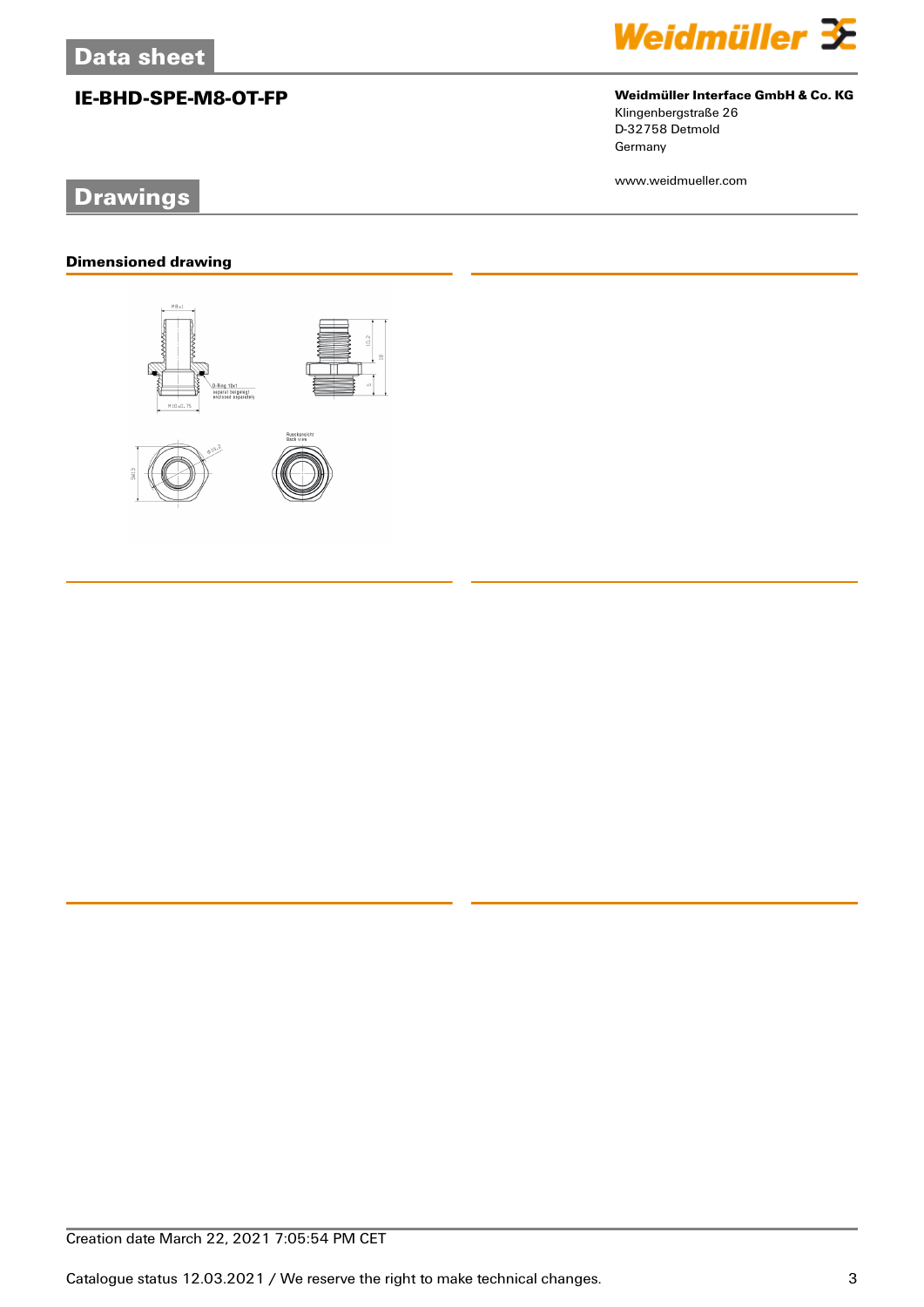# Data sheet

## IE-BHD-SPE-M8-OT-FP

**Weidmüller Interface GmbH & Co. KG**
Klingenbergstraße 26
D-32758 Detmold
Germany

www.weidmueller.com

# Drawings

### Dimensioned drawing

Creation date March 22, 2021 7:05:54 PM CET

Catalogue status 12.03.2021 / We reserve the right to make technical changes.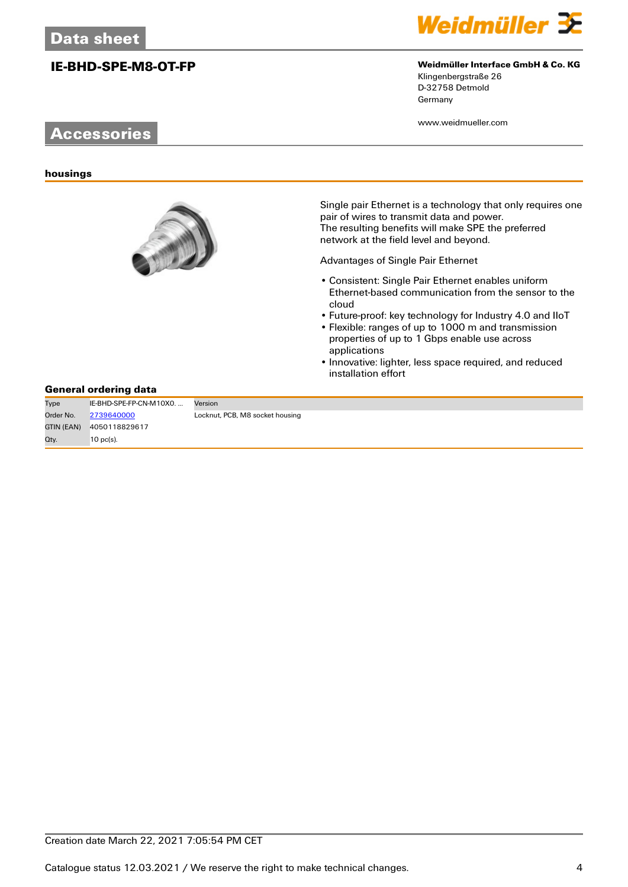# Data sheet

## IE-BHD-SPE-M8-OT-FP

**Weidmüller Interface GmbH & Co. KG**
Klingenbergstraße 26
D-32758 Detmold
Germany

www.weidmueller.com

# Accessories

### housings

Single pair Ethernet is a technology that only requires one pair of wires to transmit data and power.
The resulting benefits will make SPE the preferred network at the field level and beyond.

Advantages of Single Pair Ethernet

- Consistent: Single Pair Ethernet enables uniform Ethernet-based communication from the sensor to the cloud
- Future-proof: key technology for Industry 4.0 and IIoT
- Flexible: ranges of up to 1000 m and transmission properties of up to 1 Gbps enable use across applications
- Innovative: lighter, less space required, and reduced installation effort

### General ordering data

| | | |
|---|---|---|
| Type | IE-BHD-SPE-FP-CN-M10X0. ... | Version |
| Order No. | 2739640000 | Locknut, PCB, M8 socket housing |
| GTIN (EAN) | 4050118829617 | |
| Qty. | 10 pc(s). | |

Creation date March 22, 2021 7:05:54 PM CET

Catalogue status 12.03.2021 / We reserve the right to make technical changes.